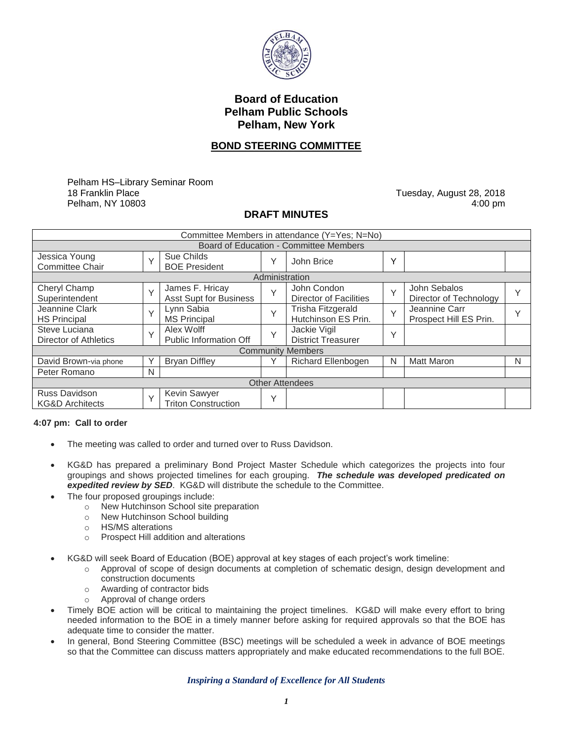# Board of Education
# Pelham Public Schools
# Pelham, New York

## BOND STEERING COMMITTEE

Pelham HS–Library Seminar Room
18 Franklin Place
Pelham, NY 10803

Tuesday, August 28, 2018
4:00 pm

## DRAFT MINUTES

| Committee Members in attendance (Y=Yes; N=No) | | | | | | | |
|---|---|---|---|---|---|---|---|
| **Board of Education - Committee Members** | | | | | | | |
| Jessica Young<br>Committee Chair | Y | Sue Childs<br>BOE President | Y | John Brice | Y | | |
| **Administration** | | | | | | | |
| Cheryl Champ<br>Superintendent | Y | James F. Hricay<br>Asst Supt for Business | Y | John Condon<br>Director of Facilities | Y | John Sebalos<br>Director of Technology | Y |
| Jeannine Clark<br>HS Principal | Y | Lynn Sabia<br>MS Principal | Y | Trisha Fitzgerald<br>Hutchinson ES Prin. | Y | Jeannine Carr<br>Prospect Hill ES Prin. | Y |
| Steve Luciana<br>Director of Athletics | Y | Alex Wolff<br>Public Information Off | Y | Jackie Vigil<br>District Treasurer | Y | | |
| **Community Members** | | | | | | | |
| David Brown-via phone | Y | Bryan Diffley | Y | Richard Ellenbogen | N | Matt Maron | N |
| Peter Romano | N | | | | | | |
| **Other Attendees** | | | | | | | |
| Russ Davidson<br>KG&D Architects | Y | Kevin Sawyer<br>Triton Construction | Y | | | | |

**4:07 pm: Call to order**

- The meeting was called to order and turned over to Russ Davidson.
- KG&D has prepared a preliminary Bond Project Master Schedule which categorizes the projects into four groupings and shows projected timelines for each grouping. ***The schedule was developed predicated on expedited review by SED***. KG&D will distribute the schedule to the Committee.
- The four proposed groupings include:
  - New Hutchinson School site preparation
  - New Hutchinson School building
  - HS/MS alterations
  - Prospect Hill addition and alterations
- KG&D will seek Board of Education (BOE) approval at key stages of each project's work timeline:
  - Approval of scope of design documents at completion of schematic design, design development and construction documents
  - Awarding of contractor bids
  - Approval of change orders
- Timely BOE action will be critical to maintaining the project timelines. KG&D will make every effort to bring needed information to the BOE in a timely manner before asking for required approvals so that the BOE has adequate time to consider the matter.
- In general, Bond Steering Committee (BSC) meetings will be scheduled a week in advance of BOE meetings so that the Committee can discuss matters appropriately and make educated recommendations to the full BOE.

*Inspiring a Standard of Excellence for All Students*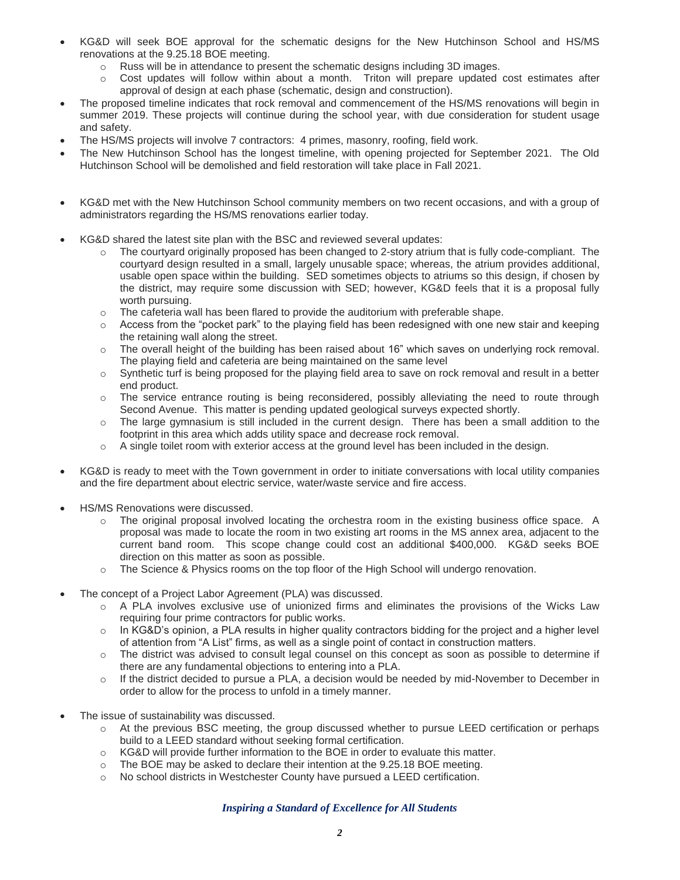- KG&D will seek BOE approval for the schematic designs for the New Hutchinson School and HS/MS renovations at the 9.25.18 BOE meeting.
  - Russ will be in attendance to present the schematic designs including 3D images.
  - Cost updates will follow within about a month. Triton will prepare updated cost estimates after approval of design at each phase (schematic, design and construction).
- The proposed timeline indicates that rock removal and commencement of the HS/MS renovations will begin in summer 2019. These projects will continue during the school year, with due consideration for student usage and safety.
- The HS/MS projects will involve 7 contractors: 4 primes, masonry, roofing, field work.
- The New Hutchinson School has the longest timeline, with opening projected for September 2021. The Old Hutchinson School will be demolished and field restoration will take place in Fall 2021.

- KG&D met with the New Hutchinson School community members on two recent occasions, and with a group of administrators regarding the HS/MS renovations earlier today.

- KG&D shared the latest site plan with the BSC and reviewed several updates:
  - The courtyard originally proposed has been changed to 2-story atrium that is fully code-compliant. The courtyard design resulted in a small, largely unusable space; whereas, the atrium provides additional, usable open space within the building. SED sometimes objects to atriums so this design, if chosen by the district, may require some discussion with SED; however, KG&D feels that it is a proposal fully worth pursuing.
  - The cafeteria wall has been flared to provide the auditorium with preferable shape.
  - Access from the "pocket park" to the playing field has been redesigned with one new stair and keeping the retaining wall along the street.
  - The overall height of the building has been raised about 16" which saves on underlying rock removal. The playing field and cafeteria are being maintained on the same level
  - Synthetic turf is being proposed for the playing field area to save on rock removal and result in a better end product.
  - The service entrance routing is being reconsidered, possibly alleviating the need to route through Second Avenue. This matter is pending updated geological surveys expected shortly.
  - The large gymnasium is still included in the current design. There has been a small addition to the footprint in this area which adds utility space and decrease rock removal.
  - A single toilet room with exterior access at the ground level has been included in the design.

- KG&D is ready to meet with the Town government in order to initiate conversations with local utility companies and the fire department about electric service, water/waste service and fire access.

- HS/MS Renovations were discussed.
  - The original proposal involved locating the orchestra room in the existing business office space. A proposal was made to locate the room in two existing art rooms in the MS annex area, adjacent to the current band room. This scope change could cost an additional $400,000. KG&D seeks BOE direction on this matter as soon as possible.
  - The Science & Physics rooms on the top floor of the High School will undergo renovation.

- The concept of a Project Labor Agreement (PLA) was discussed.
  - A PLA involves exclusive use of unionized firms and eliminates the provisions of the Wicks Law requiring four prime contractors for public works.
  - In KG&D's opinion, a PLA results in higher quality contractors bidding for the project and a higher level of attention from "A List" firms, as well as a single point of contact in construction matters.
  - The district was advised to consult legal counsel on this concept as soon as possible to determine if there are any fundamental objections to entering into a PLA.
  - If the district decided to pursue a PLA, a decision would be needed by mid-November to December in order to allow for the process to unfold in a timely manner.

- The issue of sustainability was discussed.
  - At the previous BSC meeting, the group discussed whether to pursue LEED certification or perhaps build to a LEED standard without seeking formal certification.
  - KG&D will provide further information to the BOE in order to evaluate this matter.
  - The BOE may be asked to declare their intention at the 9.25.18 BOE meeting.
  - No school districts in Westchester County have pursued a LEED certification.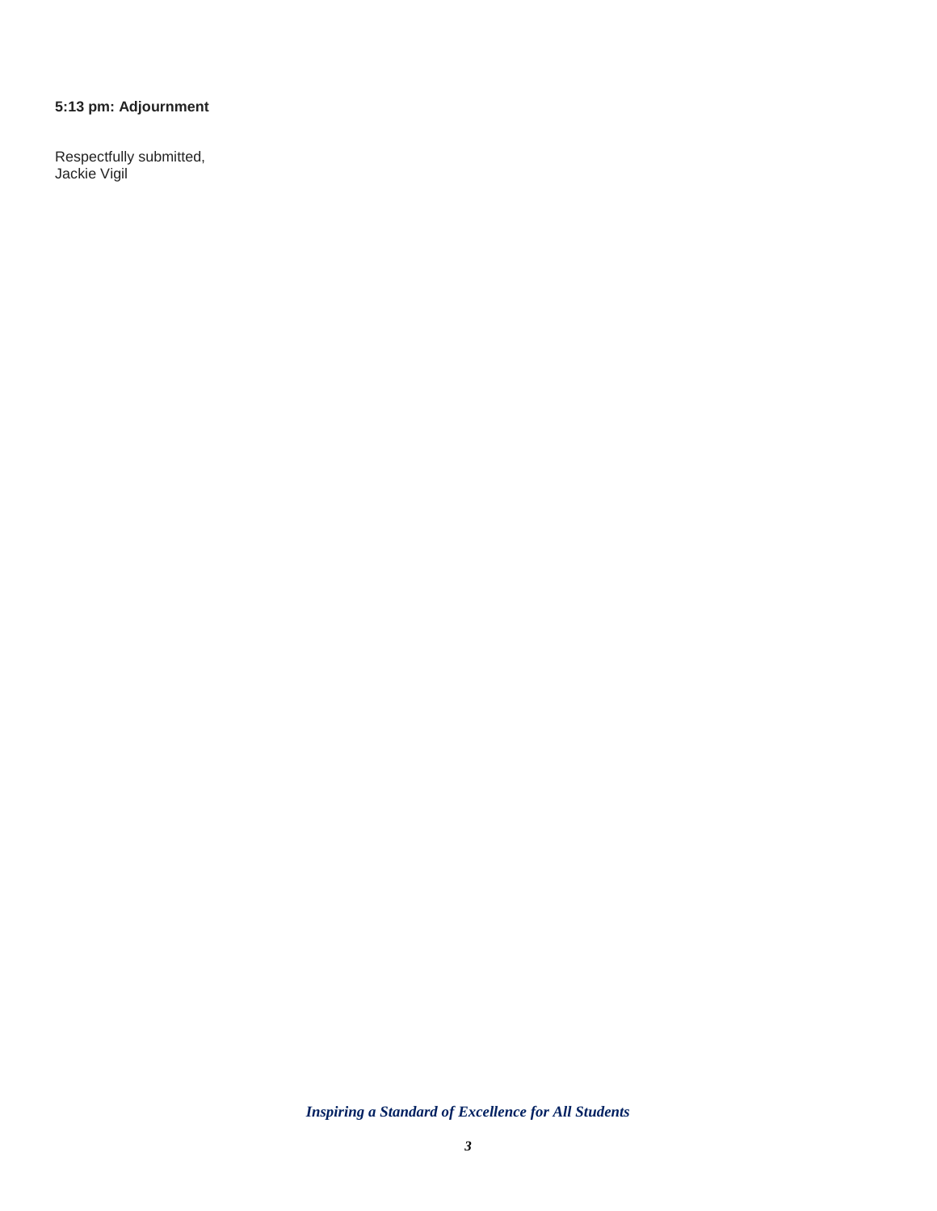**5:13 pm: Adjournment**

Respectfully submitted,
Jackie Vigil